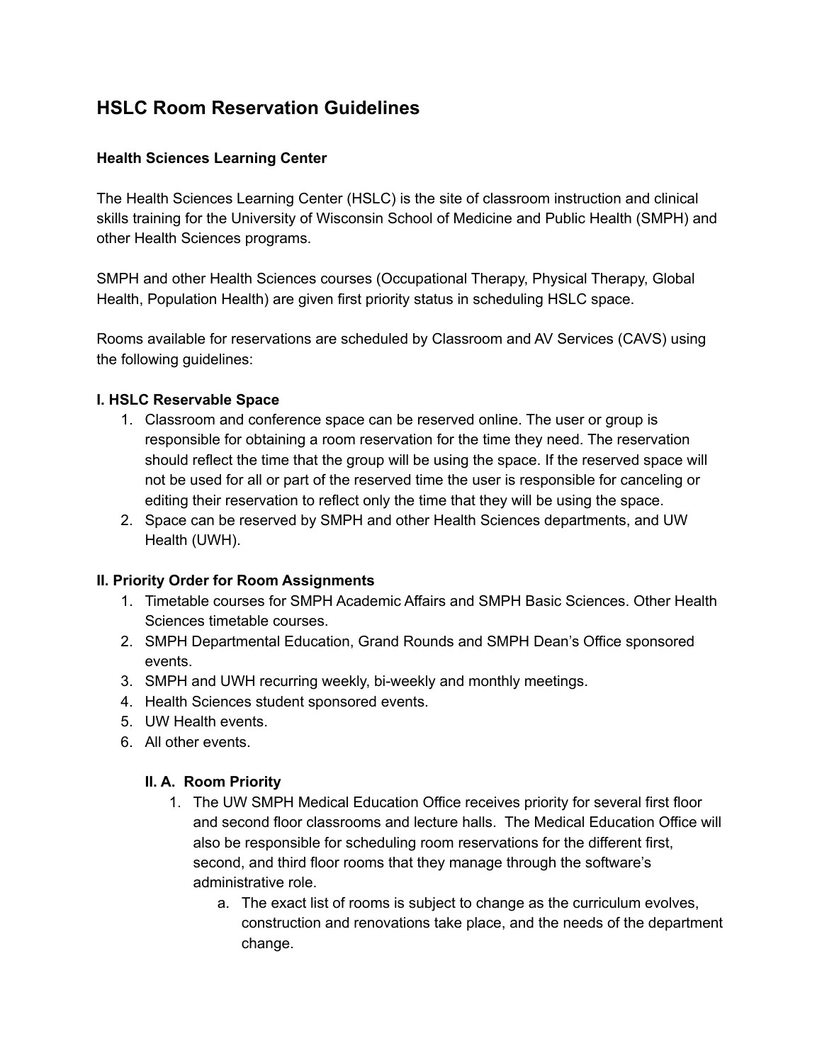# HSLC Room Reservation Guidelines

**Health Sciences Learning Center**

The Health Sciences Learning Center (HSLC) is the site of classroom instruction and clinical skills training for the University of Wisconsin School of Medicine and Public Health (SMPH) and other Health Sciences programs.

SMPH and other Health Sciences courses (Occupational Therapy, Physical Therapy, Global Health, Population Health) are given first priority status in scheduling HSLC space.

Rooms available for reservations are scheduled by Classroom and AV Services (CAVS) using the following guidelines:

**I. HSLC Reservable Space**

1. Classroom and conference space can be reserved online. The user or group is responsible for obtaining a room reservation for the time they need. The reservation should reflect the time that the group will be using the space. If the reserved space will not be used for all or part of the reserved time the user is responsible for canceling or editing their reservation to reflect only the time that they will be using the space.
2. Space can be reserved by SMPH and other Health Sciences departments, and UW Health (UWH).

**II. Priority Order for Room Assignments**

1. Timetable courses for SMPH Academic Affairs and SMPH Basic Sciences. Other Health Sciences timetable courses.
2. SMPH Departmental Education, Grand Rounds and SMPH Dean's Office sponsored events.
3. SMPH and UWH recurring weekly, bi-weekly and monthly meetings.
4. Health Sciences student sponsored events.
5. UW Health events.
6. All other events.

**II. A. Room Priority**

1. The UW SMPH Medical Education Office receives priority for several first floor and second floor classrooms and lecture halls. The Medical Education Office will also be responsible for scheduling room reservations for the different first, second, and third floor rooms that they manage through the software's administrative role.
   a. The exact list of rooms is subject to change as the curriculum evolves, construction and renovations take place, and the needs of the department change.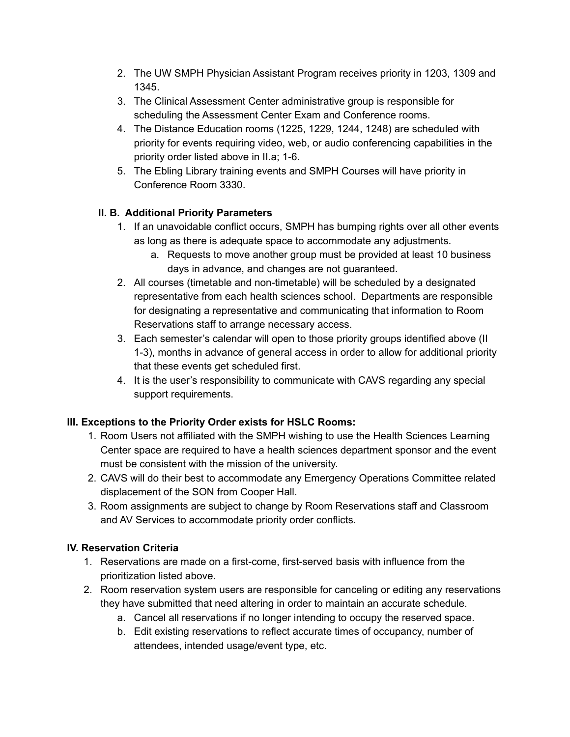2. The UW SMPH Physician Assistant Program receives priority in 1203, 1309 and 1345.
3. The Clinical Assessment Center administrative group is responsible for scheduling the Assessment Center Exam and Conference rooms.
4. The Distance Education rooms (1225, 1229, 1244, 1248) are scheduled with priority for events requiring video, web, or audio conferencing capabilities in the priority order listed above in II.a; 1-6.
5. The Ebling Library training events and SMPH Courses will have priority in Conference Room 3330.

### II. B. Additional Priority Parameters

1. If an unavoidable conflict occurs, SMPH has bumping rights over all other events as long as there is adequate space to accommodate any adjustments.
    a. Requests to move another group must be provided at least 10 business days in advance, and changes are not guaranteed.
2. All courses (timetable and non-timetable) will be scheduled by a designated representative from each health sciences school. Departments are responsible for designating a representative and communicating that information to Room Reservations staff to arrange necessary access.
3. Each semester's calendar will open to those priority groups identified above (II 1-3), months in advance of general access in order to allow for additional priority that these events get scheduled first.
4. It is the user's responsibility to communicate with CAVS regarding any special support requirements.

## III. Exceptions to the Priority Order exists for HSLC Rooms:

1. Room Users not affiliated with the SMPH wishing to use the Health Sciences Learning Center space are required to have a health sciences department sponsor and the event must be consistent with the mission of the university.
2. CAVS will do their best to accommodate any Emergency Operations Committee related displacement of the SON from Cooper Hall.
3. Room assignments are subject to change by Room Reservations staff and Classroom and AV Services to accommodate priority order conflicts.

## IV. Reservation Criteria

1. Reservations are made on a first-come, first-served basis with influence from the prioritization listed above.
2. Room reservation system users are responsible for canceling or editing any reservations they have submitted that need altering in order to maintain an accurate schedule.
    a. Cancel all reservations if no longer intending to occupy the reserved space.
    b. Edit existing reservations to reflect accurate times of occupancy, number of attendees, intended usage/event type, etc.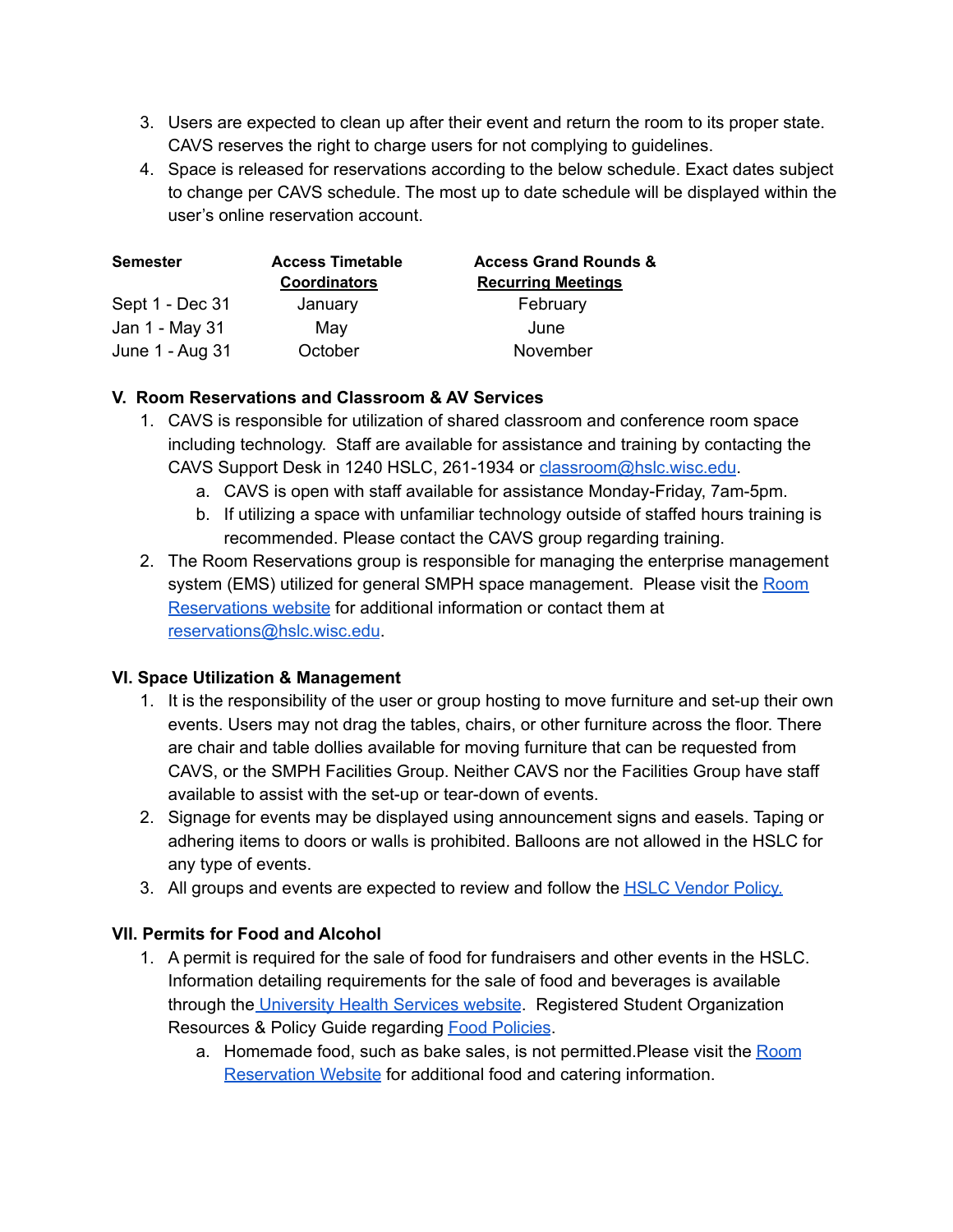3. Users are expected to clean up after their event and return the room to its proper state. CAVS reserves the right to charge users for not complying to guidelines.
4. Space is released for reservations according to the below schedule. Exact dates subject to change per CAVS schedule. The most up to date schedule will be displayed within the user's online reservation account.

| Semester | Access Timetable Coordinators | Access Grand Rounds & Recurring Meetings |
|---|---|---|
| Sept 1 - Dec 31 | January | February |
| Jan 1 - May 31 | May | June |
| June 1 - Aug 31 | October | November |

### V. Room Reservations and Classroom & AV Services

1. CAVS is responsible for utilization of shared classroom and conference room space including technology. Staff are available for assistance and training by contacting the CAVS Support Desk in 1240 HSLC, 261-1934 or [classroom@hslc.wisc.edu](mailto:classroom@hslc.wisc.edu).
   a. CAVS is open with staff available for assistance Monday-Friday, 7am-5pm.
   b. If utilizing a space with unfamiliar technology outside of staffed hours training is recommended. Please contact the CAVS group regarding training.
2. The Room Reservations group is responsible for managing the enterprise management system (EMS) utilized for general SMPH space management. Please visit the [Room Reservations website]() for additional information or contact them at [reservations@hslc.wisc.edu](mailto:reservations@hslc.wisc.edu).

### VI. Space Utilization & Management

1. It is the responsibility of the user or group hosting to move furniture and set-up their own events. Users may not drag the tables, chairs, or other furniture across the floor. There are chair and table dollies available for moving furniture that can be requested from CAVS, or the SMPH Facilities Group. Neither CAVS nor the Facilities Group have staff available to assist with the set-up or tear-down of events.
2. Signage for events may be displayed using announcement signs and easels. Taping or adhering items to doors or walls is prohibited. Balloons are not allowed in the HSLC for any type of events.
3. All groups and events are expected to review and follow the [HSLC Vendor Policy.]()

### VII. Permits for Food and Alcohol

1. A permit is required for the sale of food for fundraisers and other events in the HSLC. Information detailing requirements for the sale of food and beverages is available through the [University Health Services website](). Registered Student Organization Resources & Policy Guide regarding [Food Policies]().
   a. Homemade food, such as bake sales, is not permitted.Please visit the [Room Reservation Website]() for additional food and catering information.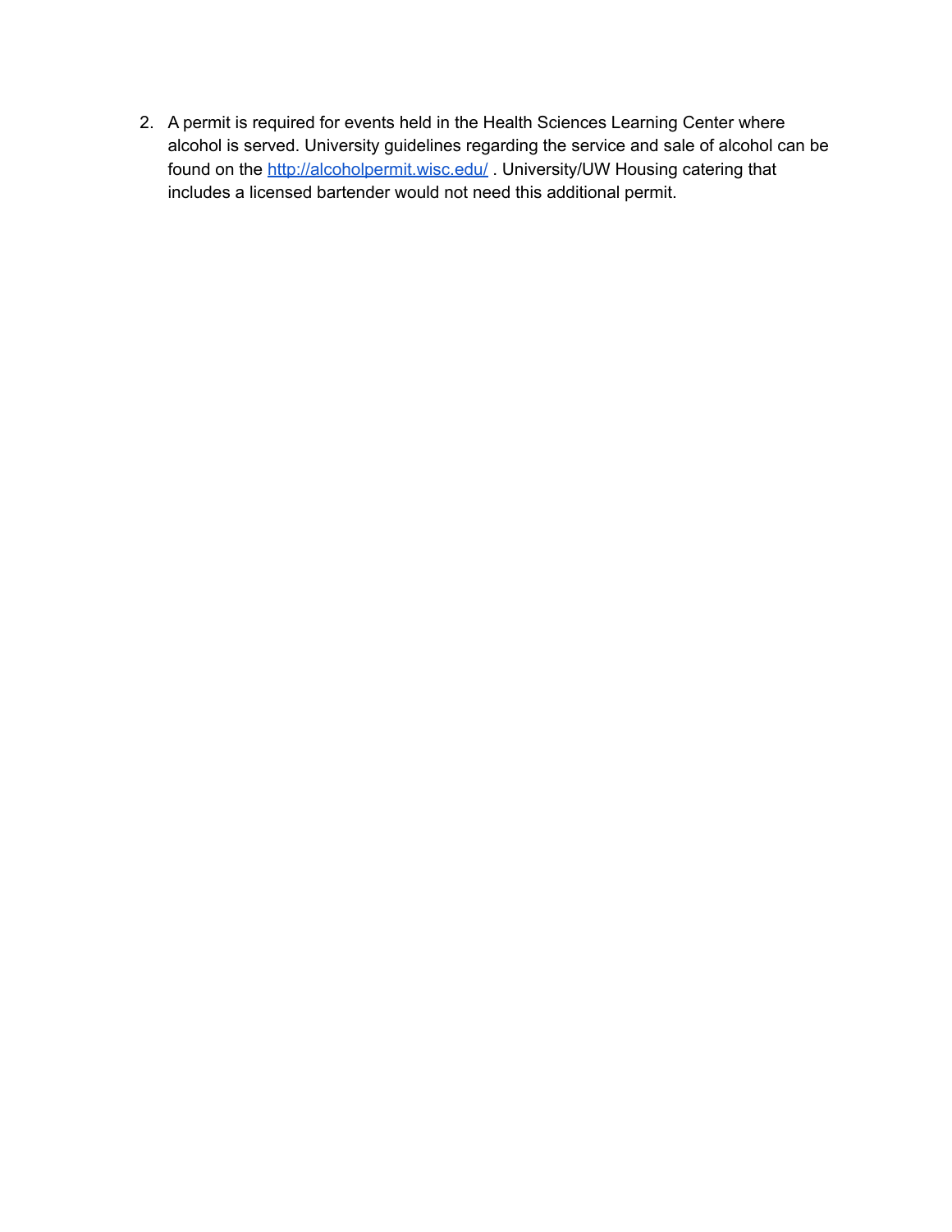2. A permit is required for events held in the Health Sciences Learning Center where alcohol is served. University guidelines regarding the service and sale of alcohol can be found on the [http://alcoholpermit.wisc.edu/](http://alcoholpermit.wisc.edu/) . University/UW Housing catering that includes a licensed bartender would not need this additional permit.